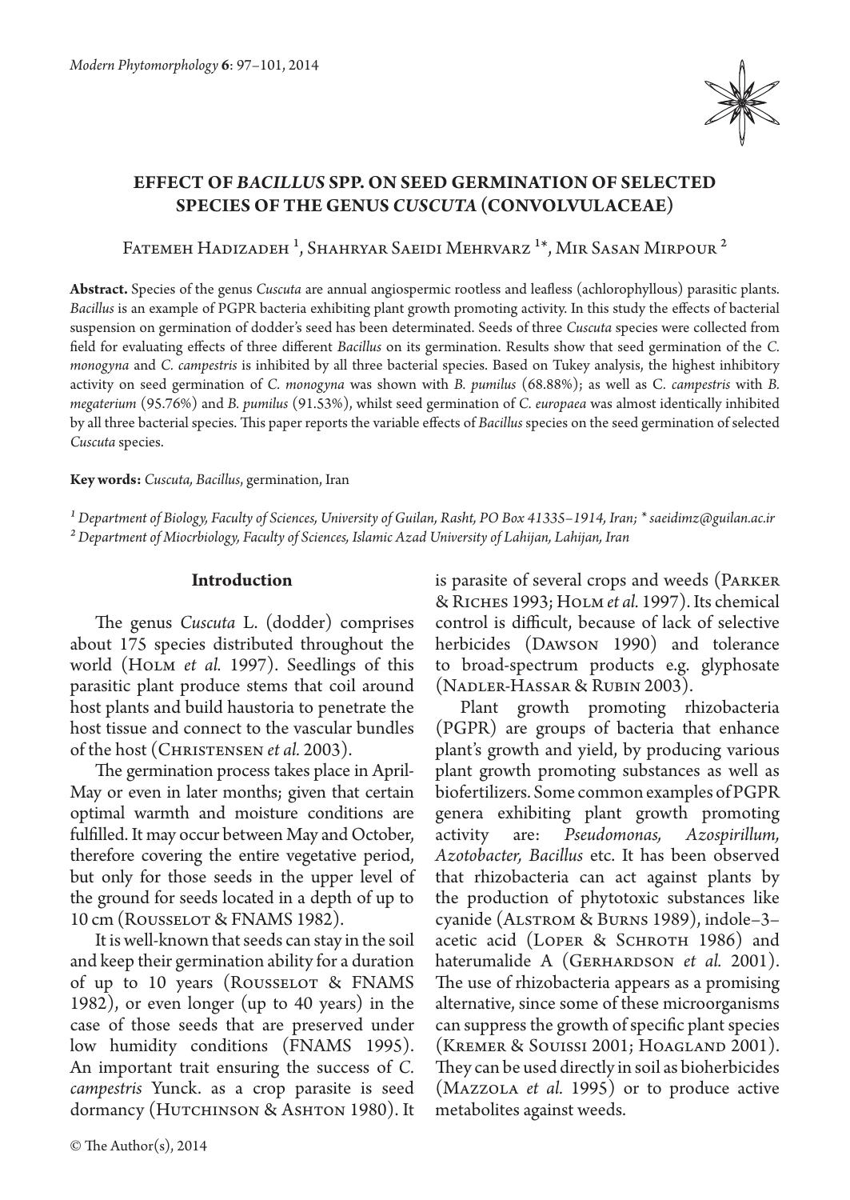# EFFECT OF *BACILLUS* SPP. ON SEED GERMINATION OF SELECTED SPECIES OF THE GENUS *CUSCUTA* (CONVOLVULACEAE)

Fatemeh Hadizadeh [1], Shahryar Saeidi Mehrvarz [1*], Mir Sasan Mirpour [2]

**Abstract.** Species of the genus *Cuscuta* are annual angiospermic rootless and leafless (achlorophyllous) parasitic plants. *Bacillus* is an example of PGPR bacteria exhibiting plant growth promoting activity. In this study the effects of bacterial suspension on germination of dodder's seed has been determined. Seeds of three *Cuscuta* species were collected from field for evaluating effects of three different *Bacillus* on its germination. Results show that seed germination of the *C. monogyna* and *C. campestris* is inhibited by all three bacterial species. Based on Tukey analysis, the highest inhibitory activity on seed germination of *C. monogyna* was shown with *B. pumilus* (68.88%); as well as C. *campestris* with *B. megaterium* (95.76%) and *B. pumilus* (91.53%), whilst seed germination of *C. europaea* was almost identically inhibited by all three bacterial species. This paper reports the variable effects of *Bacillus* species on the seed germination of selected *Cuscuta* species.

**Key words:** *Cuscuta*, *Bacillus*, germination, Iran

[1] *Department of Biology, Faculty of Sciences, University of Guilan, Rasht, PO Box 41335–1914, Iran; * saeidimz@guilan.ac.ir*

[2] *Department of Miocrbiology, Faculty of Sciences, Islamic Azad University of Lahijan, Lahijan, Iran*

## Introduction

The genus *Cuscuta* L. (dodder) comprises about 175 species distributed throughout the world (Holm *et al.* 1997). Seedlings of this parasitic plant produce stems that coil around host plants and build haustoria to penetrate the host tissue and connect to the vascular bundles of the host (Christensen *et al.* 2003).

The germination process takes place in April-May or even in later months; given that certain optimal warmth and moisture conditions are fulfilled. It may occur between May and October, therefore covering the entire vegetative period, but only for those seeds in the upper level of the ground for seeds located in a depth of up to 10 cm (Rousselot & FNAMS 1982).

It is well-known that seeds can stay in the soil and keep their germination ability for a duration of up to 10 years (Rousselot & FNAMS 1982), or even longer (up to 40 years) in the case of those seeds that are preserved under low humidity conditions (FNAMS 1995). An important trait ensuring the success of *C. campestris* Yunck. as a crop parasite is seed dormancy (Hutchinson & Ashton 1980). It is parasite of several crops and weeds (Parker & Riches 1993; Holm *et al.* 1997). Its chemical control is difficult, because of lack of selective herbicides (Dawson 1990) and tolerance to broad-spectrum products e.g. glyphosate (Nadler-Hassar & Rubin 2003).

Plant growth promoting rhizobacteria (PGPR) are groups of bacteria that enhance plant's growth and yield, by producing various plant growth promoting substances as well as biofertilizers. Some common examples of PGPR genera exhibiting plant growth promoting activity are: *Pseudomonas, Azospirillum, Azotobacter, Bacillus* etc. It has been observed that rhizobacteria can act against plants by the production of phytotoxic substances like cyanide (Alstrom & Burns 1989), indole–3–acetic acid (Loper & Schroth 1986) and haterumalide A (Gerhardson *et al.* 2001). The use of rhizobacteria appears as a promising alternative, since some of these microorganisms can suppress the growth of specific plant species (Kremer & Souissi 2001; Hoagland 2001). They can be used directly in soil as bioherbicides (Mazzola *et al.* 1995) or to produce active metabolites against weeds.

© The Author(s), 2014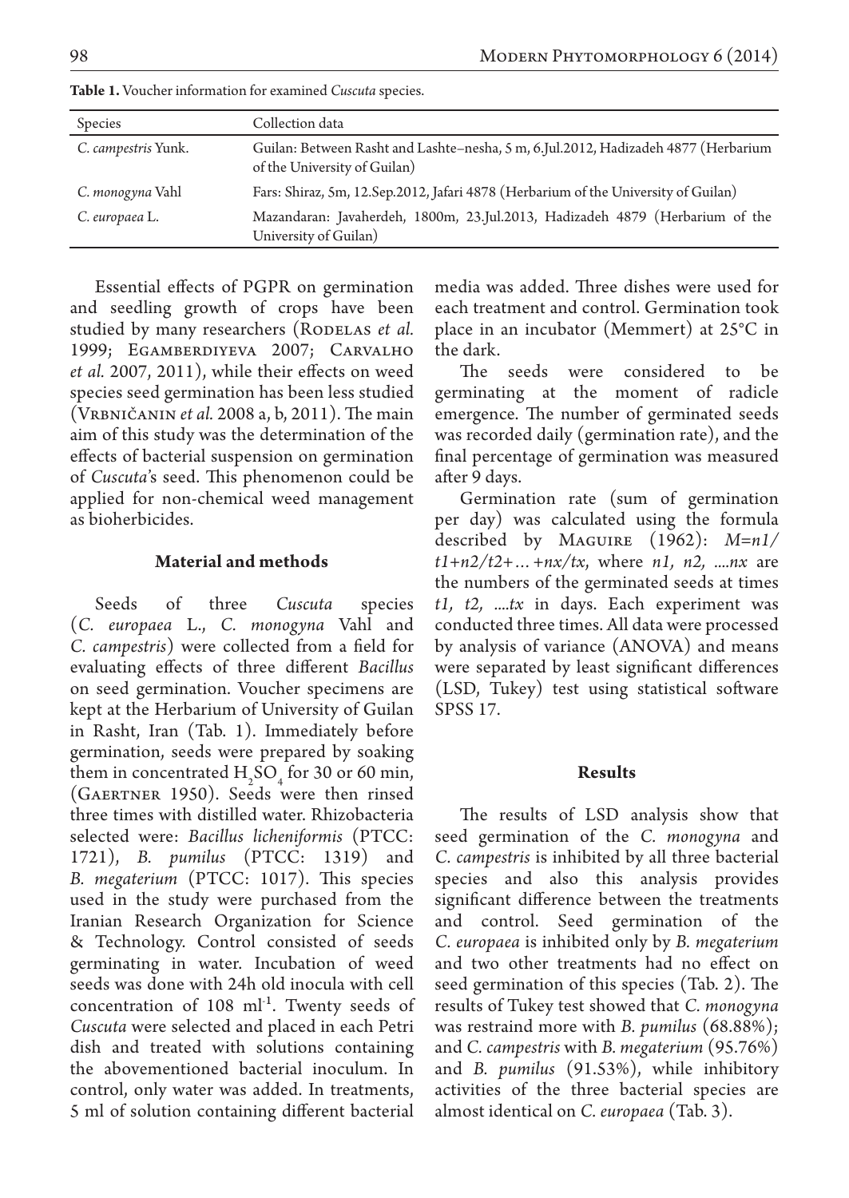**Table 1.** Voucher information for examined *Cuscuta* species.

| Species | Collection data |
|---|---|
| *C. campestris* Yunk. | Guilan: Between Rasht and Lashte–nesha, 5 m, 6.Jul.2012, Hadizadeh 4877 (Herbarium of the University of Guilan) |
| *C. monogyna* Vahl | Fars: Shiraz, 5m, 12.Sep.2012, Jafari 4878 (Herbarium of the University of Guilan) |
| *C. europaea* L. | Mazandaran: Javaherdeh, 1800m, 23.Jul.2013, Hadizadeh 4879 (Herbarium of the University of Guilan) |

Essential effects of PGPR on germination and seedling growth of crops have been studied by many researchers (Rodelas *et al.* 1999; Egamberdiyeva 2007; Carvalho *et al.* 2007, 2011), while their effects on weed species seed germination has been less studied (Vrbničanin *et al.* 2008 a, b, 2011). The main aim of this study was the determination of the effects of bacterial suspension on germination of *Cuscuta*'s seed. This phenomenon could be applied for non-chemical weed management as bioherbicides.

## Material and methods

Seeds of three *Cuscuta* species (*C. europaea* L., *C. monogyna* Vahl and *C. campestris*) were collected from a field for evaluating effects of three different *Bacillus* on seed germination. Voucher specimens are kept at the Herbarium of University of Guilan in Rasht, Iran (Tab. 1). Immediately before germination, seeds were prepared by soaking them in concentrated $H_2SO_4$ for 30 or 60 min, (Gaertner 1950). Seeds were then rinsed three times with distilled water. Rhizobacteria selected were: *Bacillus licheniformis* (PTCC: 1721), *B. pumilus* (PTCC: 1319) and *B. megaterium* (PTCC: 1017). This species used in the study were purchased from the Iranian Research Organization for Science & Technology. Control consisted of seeds germinating in water. Incubation of weed seeds was done with 24h old inocula with cell concentration of 108 $ml^{-1}$. Twenty seeds of *Cuscuta* were selected and placed in each Petri dish and treated with solutions containing the abovementioned bacterial inoculum. In control, only water was added. In treatments, 5 ml of solution containing different bacterial media was added. Three dishes were used for each treatment and control. Germination took place in an incubator (Memmert) at 25°C in the dark.

The seeds were considered to be germinating at the moment of radicle emergence. The number of germinated seeds was recorded daily (germination rate), and the final percentage of germination was measured after 9 days.

Germination rate (sum of germination per day) was calculated using the formula described by Maguire (1962): $M = n1/t1 + n2/t2 + \ldots + nx/tx$, where *n1, n2, ....nx* are the numbers of the germinated seeds at times *t1, t2, ....tx* in days. Each experiment was conducted three times. All data were processed by analysis of variance (ANOVA) and means were separated by least significant differences (LSD, Tukey) test using statistical software SPSS 17.

## Results

The results of LSD analysis show that seed germination of the *C. monogyna* and *C. campestris* is inhibited by all three bacterial species and also this analysis provides significant difference between the treatments and control. Seed germination of the *C. europaea* is inhibited only by *B. megaterium* and two other treatments had no effect on seed germination of this species (Tab. 2). The results of Tukey test showed that *C. monogyna* was restraind more with *B. pumilus* (68.88%); and *C. campestris* with *B. megaterium* (95.76%) and *B. pumilus* (91.53%), while inhibitory activities of the three bacterial species are almost identical on *C. europaea* (Tab. 3).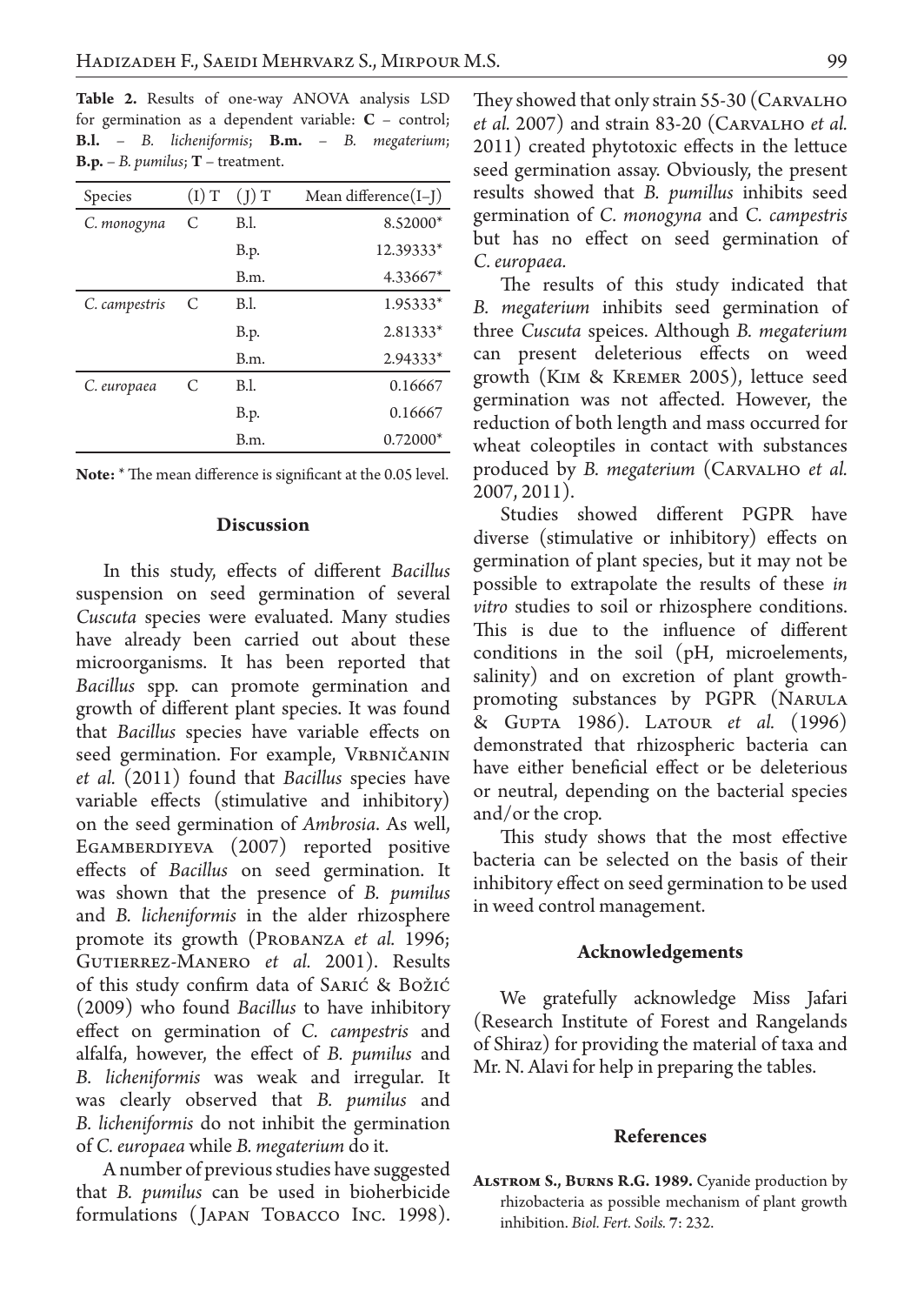**Table 2.** Results of one-way ANOVA analysis LSD for germination as a dependent variable: **C** – control; **B.l.** – *B. licheniformis*; **B.m.** – *B. megaterium*; **B.p.** – *B. pumilus*; **T** – treatment.

| Species | (I) T | (J) T | Mean difference(I–J) |
|---|---|---|---|
| *C. monogyna* | C | B.l. | 8.52000* |
| | | B.p. | 12.39333* |
| | | B.m. | 4.33667* |
| *C. campestris* | C | B.l. | 1.95333* |
| | | B.p. | 2.81333* |
| | | B.m. | 2.94333* |
| *C. europaea* | C | B.l. | 0.16667 |
| | | B.p. | 0.16667 |
| | | B.m. | 0.72000* |

**Note:** * The mean difference is significant at the 0.05 level.

## Discussion

In this study, effects of different *Bacillus* suspension on seed germination of several *Cuscuta* species were evaluated. Many studies have already been carried out about these microorganisms. It has been reported that *Bacillus* spp. can promote germination and growth of different plant species. It was found that *Bacillus* species have variable effects on seed germination. For example, Vrbničanin *et al.* (2011) found that *Bacillus* species have variable effects (stimulative and inhibitory) on the seed germination of *Ambrosia*. As well, Egamberdiyeva (2007) reported positive effects of *Bacillus* on seed germination. It was shown that the presence of *B. pumilus* and *B. licheniformis* in the alder rhizosphere promote its growth (Probanza *et al.* 1996; Gutierrez-Manero *et al.* 2001). Results of this study confirm data of Sarić & Božić (2009) who found *Bacillus* to have inhibitory effect on germination of *C. campestris* and alfalfa, however, the effect of *B. pumilus* and *B. licheniformis* was weak and irregular. It was clearly observed that *B. pumilus* and *B. licheniformis* do not inhibit the germination of *C. europaea* while *B. megaterium* do it.

A number of previous studies have suggested that *B. pumilus* can be used in bioherbicide formulations (Japan Tobacco Inc. 1998). They showed that only strain 55-30 (Carvalho *et al.* 2007) and strain 83-20 (Carvalho *et al.* 2011) created phytotoxic effects in the lettuce seed germination assay. Obviously, the present results showed that *B. pumillus* inhibits seed germination of *C. monogyna* and *C. campestris* but has no effect on seed germination of *C. europaea*.

The results of this study indicated that *B. megaterium* inhibits seed germination of three *Cuscuta* speices. Although *B. megaterium* can present deleterious effects on weed growth (Kim & Kremer 2005), lettuce seed germination was not affected. However, the reduction of both length and mass occurred for wheat coleoptiles in contact with substances produced by *B. megaterium* (Carvalho *et al.* 2007, 2011).

Studies showed different PGPR have diverse (stimulative or inhibitory) effects on germination of plant species, but it may not be possible to extrapolate the results of these *in vitro* studies to soil or rhizosphere conditions. This is due to the influence of different conditions in the soil (pH, microelements, salinity) and on excretion of plant growth-promoting substances by PGPR (Narula & Gupta 1986). Latour *et al.* (1996) demonstrated that rhizospheric bacteria can have either beneficial effect or be deleterious or neutral, depending on the bacterial species and/or the crop.

This study shows that the most effective bacteria can be selected on the basis of their inhibitory effect on seed germination to be used in weed control management.

## Acknowledgements

We gratefully acknowledge Miss Jafari (Research Institute of Forest and Rangelands of Shiraz) for providing the material of taxa and Mr. N. Alavi for help in preparing the tables.

## References

**Alstrom S., Burns R.G. 1989.** Cyanide production by rhizobacteria as possible mechanism of plant growth inhibition. *Biol. Fert. Soils.* **7**: 232.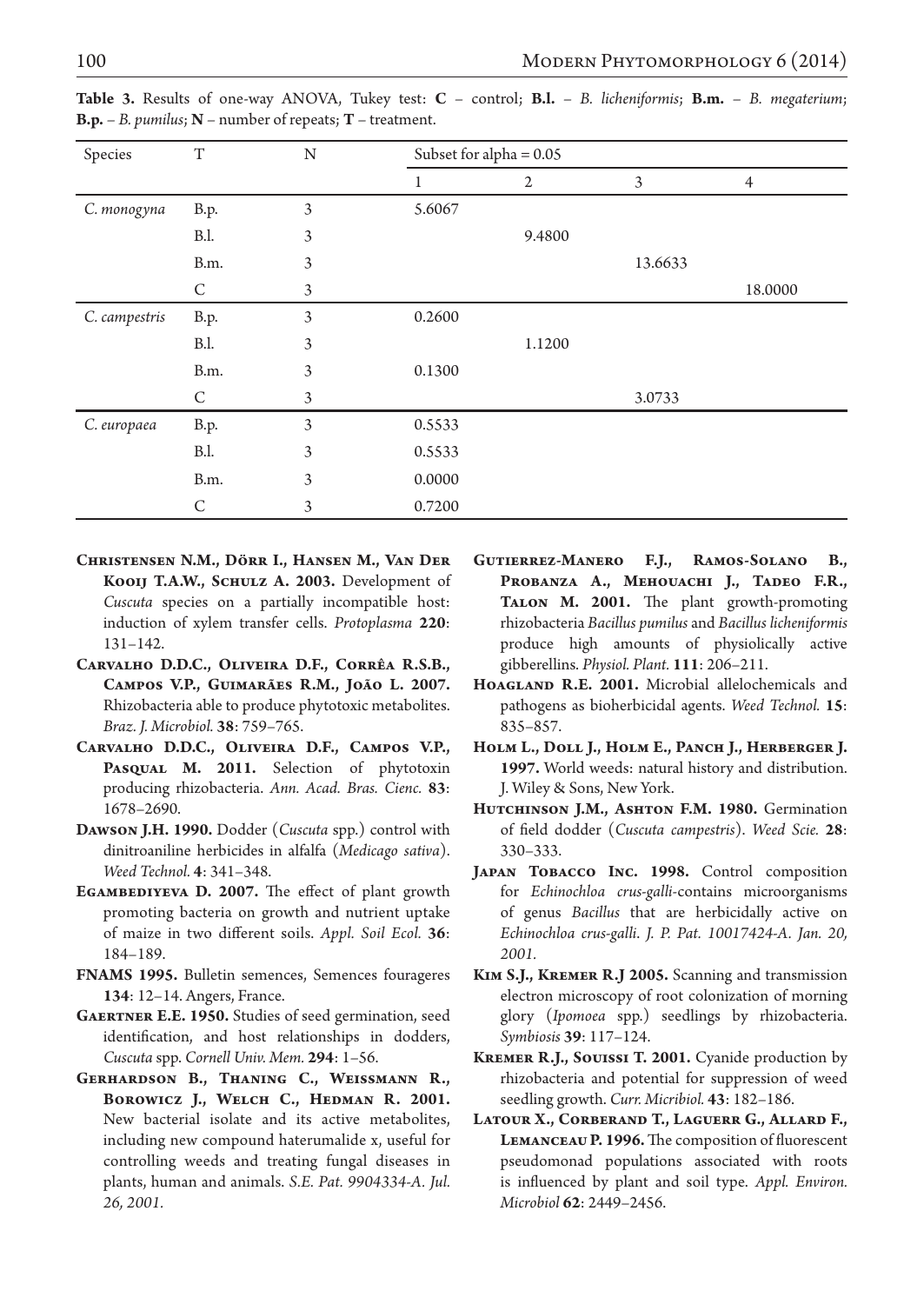**Table 3.** Results of one-way ANOVA, Tukey test: **C** – control; **B.l.** – *B. licheniformis*; **B.m.** – *B. megaterium*; **B.p.** – *B. pumilus*; **N** – number of repeats; **T** – treatment.

| Species | T | N | Subset for alpha = 0.05 | | | |
|---|---|---|---|---|---|---|
| | | | 1 | 2 | 3 | 4 |
| *C. monogyna* | B.p. | 3 | 5.6067 | | | |
| | B.l. | 3 | | 9.4800 | | |
| | B.m. | 3 | | | 13.6633 | |
| | C | 3 | | | | 18.0000 |
| *C. campestris* | B.p. | 3 | 0.2600 | | | |
| | B.l. | 3 | | 1.1200 | | |
| | B.m. | 3 | 0.1300 | | | |
| | C | 3 | | | 3.0733 | |
| *C. europaea* | B.p. | 3 | 0.5533 | | | |
| | B.l. | 3 | 0.5533 | | | |
| | B.m. | 3 | 0.0000 | | | |
| | C | 3 | 0.7200 | | | |

**Christensen N.M., Dörr I., Hansen M., Van Der Kooij T.A.W., Schulz A. 2003.** Development of *Cuscuta* species on a partially incompatible host: induction of xylem transfer cells. *Protoplasma* **220**: 131–142.

**Carvalho D.D.C., Oliveira D.F., Corrêa R.S.B., Campos V.P., Guimarães R.M., João L. 2007.** Rhizobacteria able to produce phytotoxic metabolites. *Braz. J. Microbiol.* **38**: 759–765.

**Carvalho D.D.C., Oliveira D.F., Campos V.P., Pasqual M. 2011.** Selection of phytotoxin producing rhizobacteria. *Ann. Acad. Bras. Cienc.* **83**: 1678–2690.

**Dawson J.H. 1990.** Dodder (*Cuscuta* spp.) control with dinitroaniline herbicides in alfalfa (*Medicago sativa*). *Weed Technol.* **4**: 341–348.

**Egambediyeva D. 2007.** The effect of plant growth promoting bacteria on growth and nutrient uptake of maize in two different soils. *Appl. Soil Ecol.* **36**: 184–189.

**FNAMS 1995.** Bulletin semences, Semences fourageres **134**: 12–14. Angers, France.

**Gaertner E.E. 1950.** Studies of seed germination, seed identification, and host relationships in dodders, *Cuscuta* spp. *Cornell Univ. Mem.* **294**: 1–56.

**Gerhardson B., Thaning C., Weissmann R., Borowicz J., Welch C., Hedman R. 2001.** New bacterial isolate and its active metabolites, including new compound haterumalide x, useful for controlling weeds and treating fungal diseases in plants, human and animals. *S.E. Pat. 9904334-A. Jul. 26, 2001.*

**Gutierrez-Manero F.J., Ramos-Solano B., Probanza A., Mehouachi J., Tadeo F.R., Talon M. 2001.** The plant growth-promoting rhizobacteria *Bacillus pumilus* and *Bacillus licheniformis* produce high amounts of physiolically active gibberellins. *Physiol. Plant.* **111**: 206–211.

**Hoagland R.E. 2001.** Microbial allelochemicals and pathogens as bioherbicidal agents. *Weed Technol.* **15**: 835–857.

**Holm L., Doll J., Holm E., Panch J., Herberger J. 1997.** World weeds: natural history and distribution. J. Wiley & Sons, New York.

**Hutchinson J.M., Ashton F.M. 1980.** Germination of field dodder (*Cuscuta campestris*). *Weed Scie.* **28**: 330–333.

**Japan Tobacco Inc. 1998.** Control composition for *Echinochloa crus-galli*-contains microorganisms of genus *Bacillus* that are herbicidally active on *Echinochloa crus-galli*. *J. P. Pat. 10017424-A. Jan. 20, 2001.*

**Kim S.J., Kremer R.J 2005.** Scanning and transmission electron microscopy of root colonization of morning glory (*Ipomoea* spp.) seedlings by rhizobacteria. *Symbiosis* **39**: 117–124.

**Kremer R.J., Souissi T. 2001.** Cyanide production by rhizobacteria and potential for suppression of weed seedling growth. *Curr. Micribiol.* **43**: 182–186.

**Latour X., Corberand T., Laguerr G., Allard F., Lemanceau P. 1996.** The composition of fluorescent pseudomonad populations associated with roots is influenced by plant and soil type. *Appl. Environ. Microbiol* **62**: 2449–2456.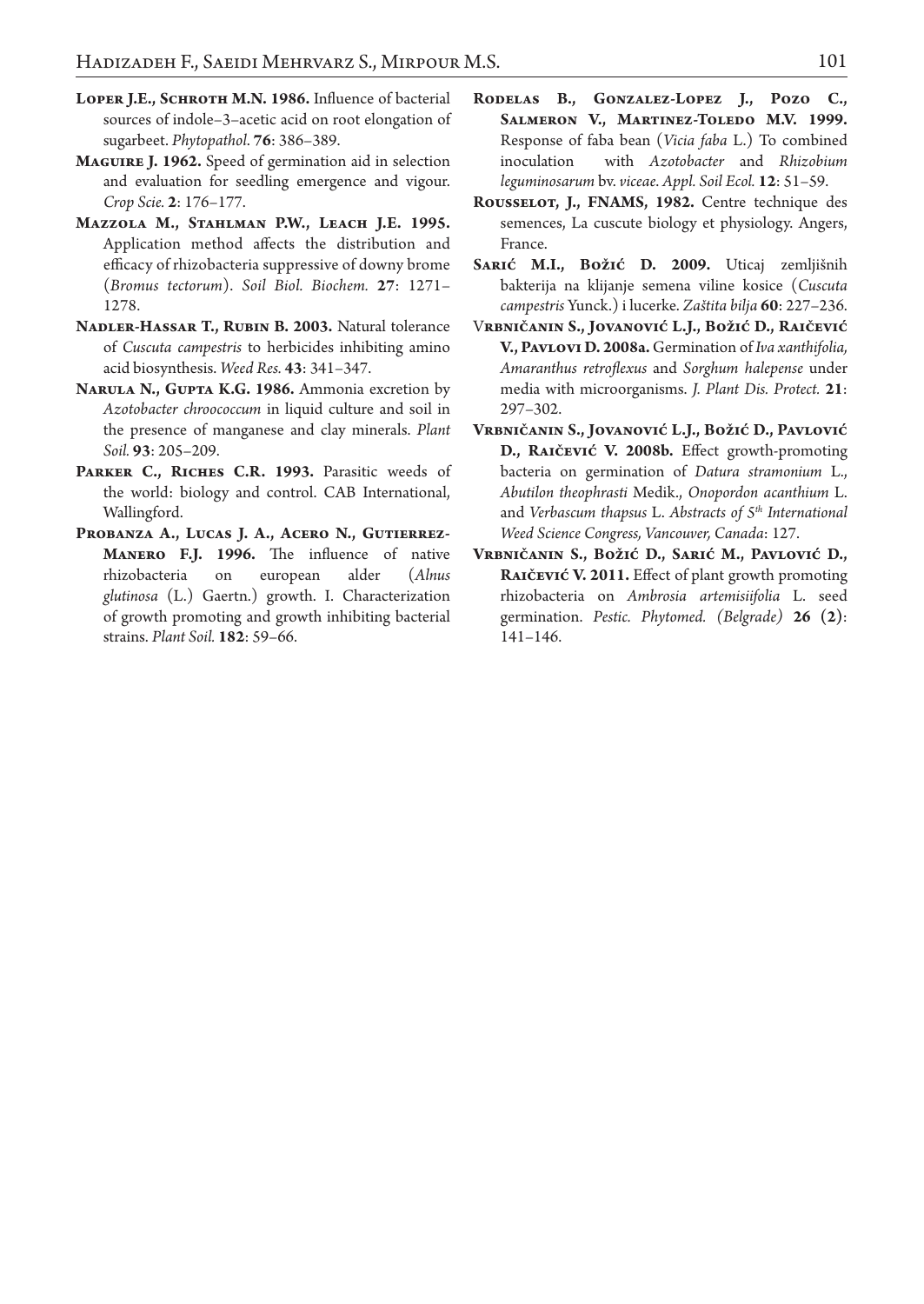**Loper J.E., Schroth M.N. 1986.** Influence of bacterial sources of indole–3–acetic acid on root elongation of sugarbeet. *Phytopathol.* **76**: 386–389.

**Maguire J. 1962.** Speed of germination aid in selection and evaluation for seedling emergence and vigour. *Crop Scie.* **2**: 176–177.

**Mazzola M., Stahlman P.W., Leach J.E. 1995.** Application method affects the distribution and efficacy of rhizobacteria suppressive of downy brome (*Bromus tectorum*). *Soil Biol. Biochem.* **27**: 1271–1278.

**Nadler-Hassar T., Rubin B. 2003.** Natural tolerance of *Cuscuta campestris* to herbicides inhibiting amino acid biosynthesis. *Weed Res.* **43**: 341–347.

**Narula N., Gupta K.G. 1986.** Ammonia excretion by *Azotobacter chroococcum* in liquid culture and soil in the presence of manganese and clay minerals. *Plant Soil.* **93**: 205–209.

**Parker C., Riches C.R. 1993.** Parasitic weeds of the world: biology and control. CAB International, Wallingford.

**Probanza A., Lucas J. A., Acero N., Gutierrez-Manero F.J. 1996.** The influence of native rhizobacteria on european alder (*Alnus glutinosa* (L.) Gaertn.) growth. I. Characterization of growth promoting and growth inhibiting bacterial strains. *Plant Soil.* **182**: 59–66.

**Rodelas B., Gonzalez-Lopez J., Pozo C., Salmeron V., Martinez-Toledo M.V. 1999.** Response of faba bean (*Vicia faba* L.) To combined inoculation with *Azotobacter* and *Rhizobium leguminosarum* bv. *viceae*. *Appl. Soil Ecol.* **12**: 51–59.

**Rousselot, J., FNAMS, 1982.** Centre technique des semences, La cuscute biology et physiology. Angers, France.

**Sarić M.I., Božić D. 2009.** Uticaj zemljišnih bakterija na klijanje semena viline kosice (*Cuscuta campestris* Yunck.) i lucerke. *Zaštita bilja* **60**: 227–236.

**Vrbničanin S., Jovanović L.J., Božić D., Raičević V., Pavlovi D. 2008a.** Germination of *Iva xanthifolia, Amaranthus retroflexus* and *Sorghum halepense* under media with microorganisms. *J. Plant Dis. Protect.* **21**: 297–302.

**Vrbničanin S., Jovanović L.J., Božić D., Pavlović D., Raičević V. 2008b.** Effect growth-promoting bacteria on germination of *Datura stramonium* L., *Abutilon theophrasti* Medik., *Onopordon acanthium* L. and *Verbascum thapsus* L. *Abstracts of 5th International Weed Science Congress, Vancouver, Canada*: 127.

**Vrbničanin S., Božić D., Sarić M., Pavlović D., Raičević V. 2011.** Effect of plant growth promoting rhizobacteria on *Ambrosia artemisiifolia* L. seed germination. *Pestic. Phytomed. (Belgrade)* **26 (2)**: 141–146.